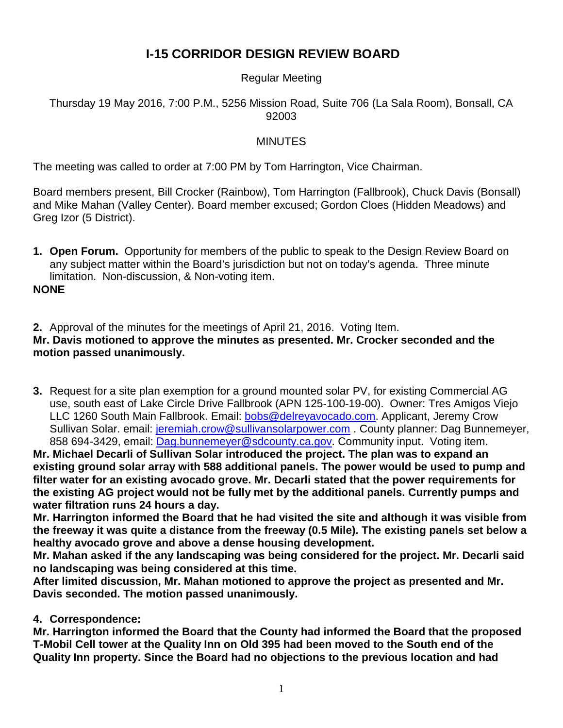# I-15 CORRIDOR DESIGN REVIEW BOARD

Regular Meeting

Thursday 19 May 2016, 7:00 P.M., 5256 Mission Road, Suite 706 (La Sala Room), Bonsall, CA 92003

MINUTES

The meeting was called to order at 7:00 PM by Tom Harrington, Vice Chairman.

Board members present, Bill Crocker (Rainbow), Tom Harrington (Fallbrook), Chuck Davis (Bonsall) and Mike Mahan (Valley Center). Board member excused; Gordon Cloes (Hidden Meadows) and Greg Izor (5 District).

1. **Open Forum.** Opportunity for members of the public to speak to the Design Review Board on any subject matter within the Board's jurisdiction but not on today's agenda. Three minute limitation. Non-discussion, & Non-voting item.

**NONE**

2. Approval of the minutes for the meetings of April 21, 2016. Voting Item.

**Mr. Davis motioned to approve the minutes as presented. Mr. Crocker seconded and the motion passed unanimously.**

3. Request for a site plan exemption for a ground mounted solar PV, for existing Commercial AG use, south east of Lake Circle Drive Fallbrook (APN 125-100-19-00). Owner: Tres Amigos Viejo LLC 1260 South Main Fallbrook. Email: bobs@delreyavocado.com. Applicant, Jeremy Crow Sullivan Solar. email: jeremiah.crow@sullivansolarpower.com . County planner: Dag Bunnemeyer, 858 694-3429, email: Dag.bunnemeyer@sdcounty.ca.gov. Community input. Voting item.

**Mr. Michael Decarli of Sullivan Solar introduced the project. The plan was to expand an existing ground solar array with 588 additional panels. The power would be used to pump and filter water for an existing avocado grove. Mr. Decarli stated that the power requirements for the existing AG project would not be fully met by the additional panels. Currently pumps and water filtration runs 24 hours a day.**

**Mr. Harrington informed the Board that he had visited the site and although it was visible from the freeway it was quite a distance from the freeway (0.5 Mile). The existing panels set below a healthy avocado grove and above a dense housing development.**

**Mr. Mahan asked if the any landscaping was being considered for the project. Mr. Decarli said no landscaping was being considered at this time.**

**After limited discussion, Mr. Mahan motioned to approve the project as presented and Mr. Davis seconded. The motion passed unanimously.**

**4. Correspondence:**

**Mr. Harrington informed the Board that the County had informed the Board that the proposed T-Mobil Cell tower at the Quality Inn on Old 395 had been moved to the South end of the Quality Inn property. Since the Board had no objections to the previous location and had**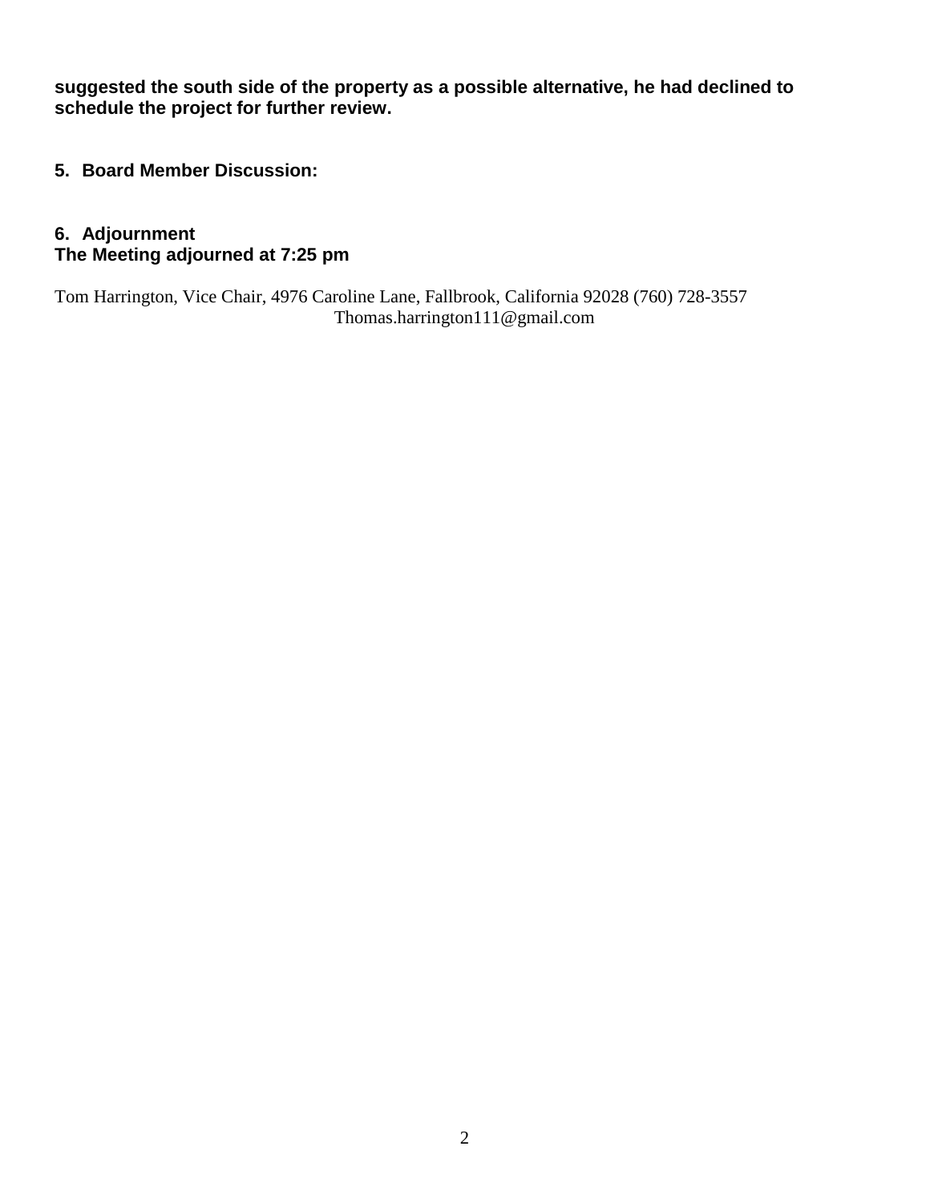**suggested the south side of the property as a possible alternative, he had declined to schedule the project for further review.**

**5. Board Member Discussion:**

**6. Adjournment**
**The Meeting adjourned at 7:25 pm**

Tom Harrington, Vice Chair, 4976 Caroline Lane, Fallbrook, California 92028 (760) 728-3557
Thomas.harrington111@gmail.com